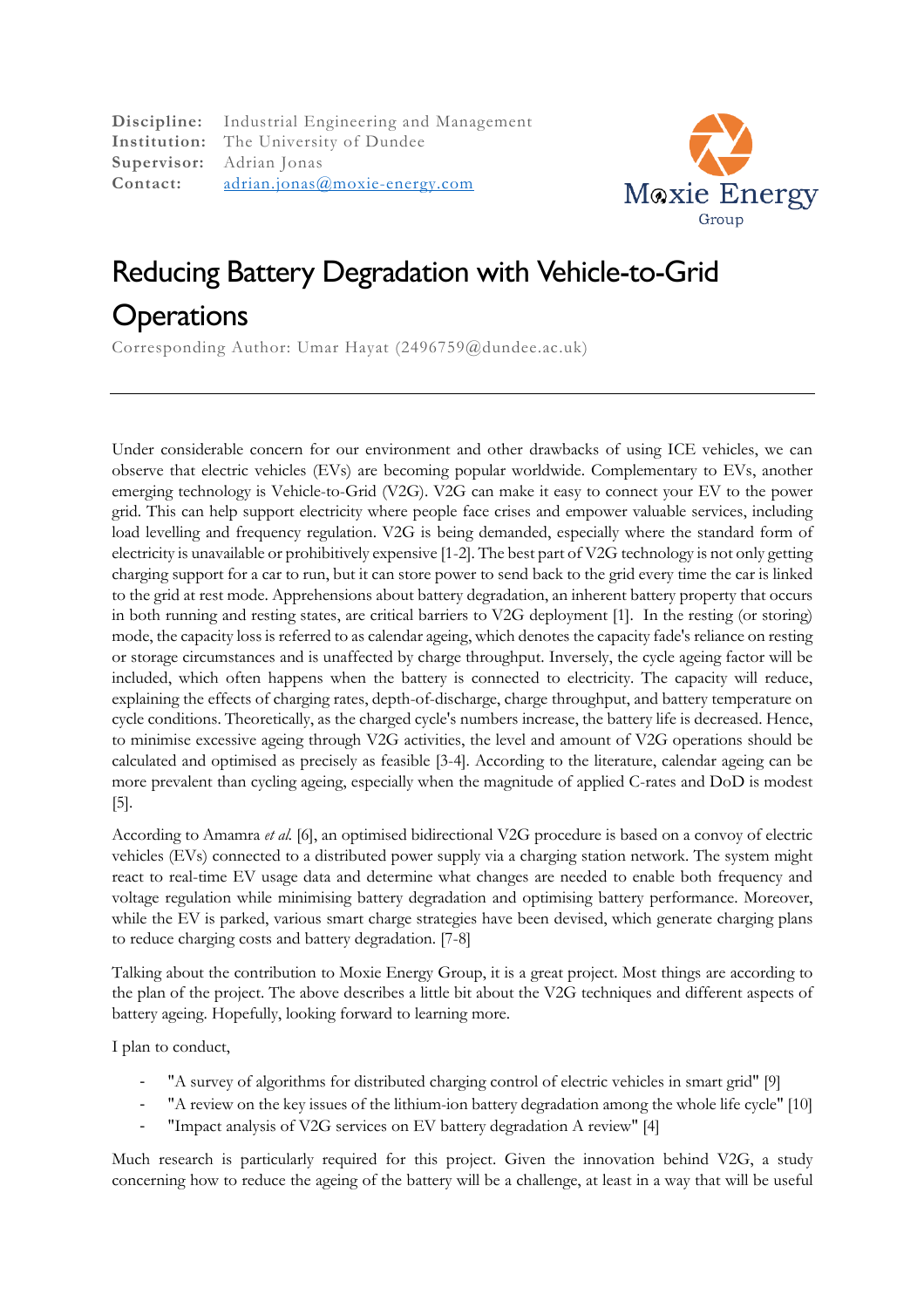**Discipline:** Industrial Engineering and Management
**Institution:** The University of Dundee
**Supervisor:** Adrian Jonas
**Contact:** adrian.jonas@moxie-energy.com

Moxie Energy Group

# Reducing Battery Degradation with Vehicle-to-Grid Operations

Corresponding Author: Umar Hayat (2496759@dundee.ac.uk)

---

Under considerable concern for our environment and other drawbacks of using ICE vehicles, we can observe that electric vehicles (EVs) are becoming popular worldwide. Complementary to EVs, another emerging technology is Vehicle-to-Grid (V2G). V2G can make it easy to connect your EV to the power grid. This can help support electricity where people face crises and empower valuable services, including load levelling and frequency regulation. V2G is being demanded, especially where the standard form of electricity is unavailable or prohibitively expensive [1-2]. The best part of V2G technology is not only getting charging support for a car to run, but it can store power to send back to the grid every time the car is linked to the grid at rest mode. Apprehensions about battery degradation, an inherent battery property that occurs in both running and resting states, are critical barriers to V2G deployment [1]. In the resting (or storing) mode, the capacity loss is referred to as calendar ageing, which denotes the capacity fade's reliance on resting or storage circumstances and is unaffected by charge throughput. Inversely, the cycle ageing factor will be included, which often happens when the battery is connected to electricity. The capacity will reduce, explaining the effects of charging rates, depth-of-discharge, charge throughput, and battery temperature on cycle conditions. Theoretically, as the charged cycle's numbers increase, the battery life is decreased. Hence, to minimise excessive ageing through V2G activities, the level and amount of V2G operations should be calculated and optimised as precisely as feasible [3-4]. According to the literature, calendar ageing can be more prevalent than cycling ageing, especially when the magnitude of applied C-rates and DoD is modest [5].

According to Amamra *et al.* [6], an optimised bidirectional V2G procedure is based on a convoy of electric vehicles (EVs) connected to a distributed power supply via a charging station network. The system might react to real-time EV usage data and determine what changes are needed to enable both frequency and voltage regulation while minimising battery degradation and optimising battery performance. Moreover, while the EV is parked, various smart charge strategies have been devised, which generate charging plans to reduce charging costs and battery degradation. [7-8]

Talking about the contribution to Moxie Energy Group, it is a great project. Most things are according to the plan of the project. The above describes a little bit about the V2G techniques and different aspects of battery ageing. Hopefully, looking forward to learning more.

I plan to conduct,

- "A survey of algorithms for distributed charging control of electric vehicles in smart grid" [9]
- "A review on the key issues of the lithium-ion battery degradation among the whole life cycle" [10]
- "Impact analysis of V2G services on EV battery degradation A review" [4]

Much research is particularly required for this project. Given the innovation behind V2G, a study concerning how to reduce the ageing of the battery will be a challenge, at least in a way that will be useful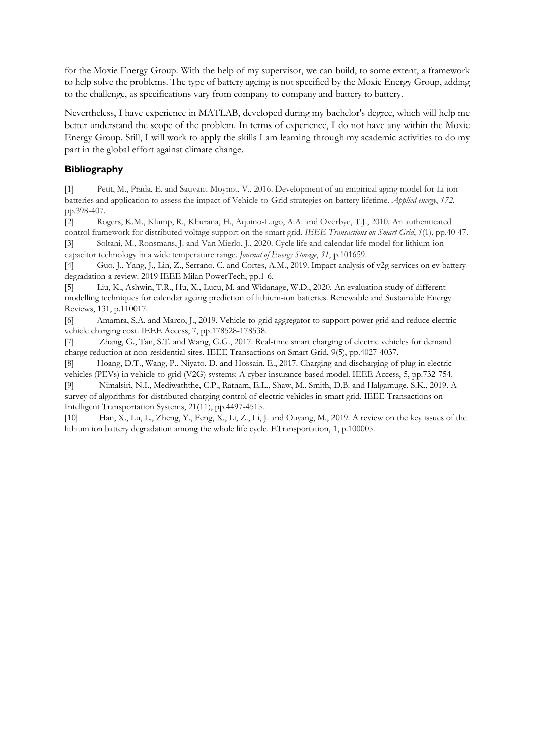for the Moxie Energy Group. With the help of my supervisor, we can build, to some extent, a framework to help solve the problems. The type of battery ageing is not specified by the Moxie Energy Group, adding to the challenge, as specifications vary from company to company and battery to battery.

Nevertheless, I have experience in MATLAB, developed during my bachelor's degree, which will help me better understand the scope of the problem. In terms of experience, I do not have any within the Moxie Energy Group. Still, I will work to apply the skills I am learning through my academic activities to do my part in the global effort against climate change.

## Bibliography

[1] Petit, M., Prada, E. and Sauvant-Moynot, V., 2016. Development of an empirical aging model for Li-ion batteries and application to assess the impact of Vehicle-to-Grid strategies on battery lifetime. *Applied energy*, *172*, pp.398-407.

[2] Rogers, K.M., Klump, R., Khurana, H., Aquino-Lugo, A.A. and Overbye, T.J., 2010. An authenticated control framework for distributed voltage support on the smart grid. *IEEE Transactions on Smart Grid*, *1*(1), pp.40-47.

[3] Soltani, M., Ronsmans, J. and Van Mierlo, J., 2020. Cycle life and calendar life model for lithium-ion capacitor technology in a wide temperature range. *Journal of Energy Storage*, *31*, p.101659.

[4] Guo, J., Yang, J., Lin, Z., Serrano, C. and Cortes, A.M., 2019. Impact analysis of v2g services on ev battery degradation-a review. 2019 IEEE Milan PowerTech, pp.1-6.

[5] Liu, K., Ashwin, T.R., Hu, X., Lucu, M. and Widanage, W.D., 2020. An evaluation study of different modelling techniques for calendar ageing prediction of lithium-ion batteries. Renewable and Sustainable Energy Reviews, 131, p.110017.

[6] Amamra, S.A. and Marco, J., 2019. Vehicle-to-grid aggregator to support power grid and reduce electric vehicle charging cost. IEEE Access, 7, pp.178528-178538.

[7] Zhang, G., Tan, S.T. and Wang, G.G., 2017. Real-time smart charging of electric vehicles for demand charge reduction at non-residential sites. IEEE Transactions on Smart Grid, 9(5), pp.4027-4037.

[8] Hoang, D.T., Wang, P., Niyato, D. and Hossain, E., 2017. Charging and discharging of plug-in electric vehicles (PEVs) in vehicle-to-grid (V2G) systems: A cyber insurance-based model. IEEE Access, 5, pp.732-754.

[9] Nimalsiri, N.I., Mediwaththe, C.P., Ratnam, E.L., Shaw, M., Smith, D.B. and Halgamuge, S.K., 2019. A survey of algorithms for distributed charging control of electric vehicles in smart grid. IEEE Transactions on Intelligent Transportation Systems, 21(11), pp.4497-4515.

[10] Han, X., Lu, L., Zheng, Y., Feng, X., Li, Z., Li, J. and Ouyang, M., 2019. A review on the key issues of the lithium ion battery degradation among the whole life cycle. ETransportation, 1, p.100005.